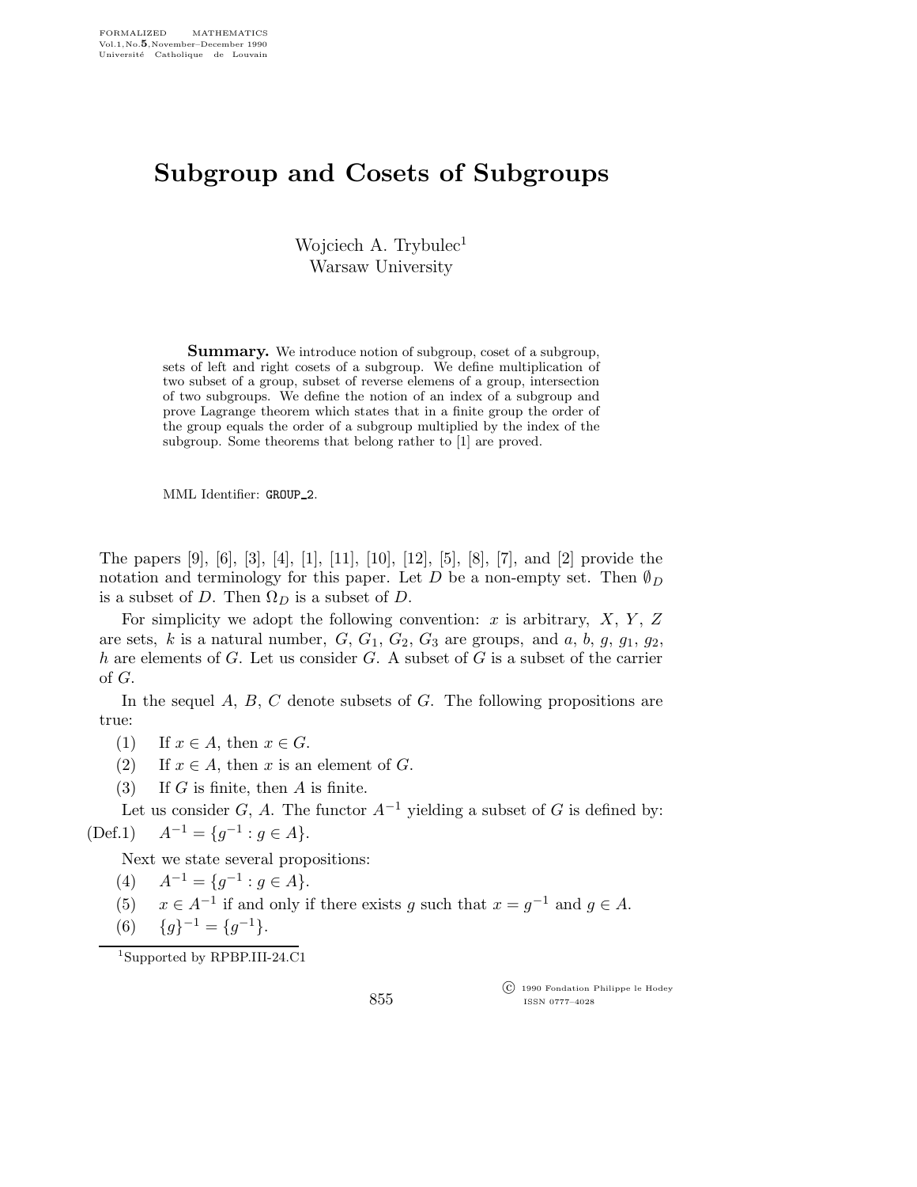# Subgroup and Cosets of Subgroups

Wojciech A. Trybulec[1]
Warsaw University

**Summary.** We introduce notion of subgroup, coset of a subgroup, sets of left and right cosets of a subgroup. We define multiplication of two subset of a group, subset of reverse elemens of a group, intersection of two subgroups. We define the notion of an index of a subgroup and prove Lagrange theorem which states that in a finite group the order of the group equals the order of a subgroup multiplied by the index of the subgroup. Some theorems that belong rather to [1] are proved.

MML Identifier: GROUP_2.

The papers [9], [6], [3], [4], [1], [11], [10], [12], [5], [8], [7], and [2] provide the notation and terminology for this paper. Let $D$ be a non-empty set. Then $\emptyset_D$ is a subset of $D$. Then $\Omega_D$ is a subset of $D$.

For simplicity we adopt the following convention: $x$ is arbitrary, $X$, $Y$, $Z$ are sets, $k$ is a natural number, $G$, $G_1$, $G_2$, $G_3$ are groups, and $a$, $b$, $g$, $g_1$, $g_2$, $h$ are elements of $G$. Let us consider $G$. A subset of $G$ is a subset of the carrier of $G$.

In the sequel $A$, $B$, $C$ denote subsets of $G$. The following propositions are true:

(1) If $x \in A$, then $x \in G$.

(2) If $x \in A$, then $x$ is an element of $G$.

(3) If $G$ is finite, then $A$ is finite.

Let us consider $G$, $A$. The functor $A^{-1}$ yielding a subset of $G$ is defined by:

(Def.1) $A^{-1} = \{g^{-1} : g \in A\}$.

Next we state several propositions:

(4) $A^{-1} = \{g^{-1} : g \in A\}$.

(5) $x \in A^{-1}$ if and only if there exists $g$ such that $x = g^{-1}$ and $g \in A$.

(6) $\{g\}^{-1} = \{g^{-1}\}$.

[1]Supported by RPBP.III-24.C1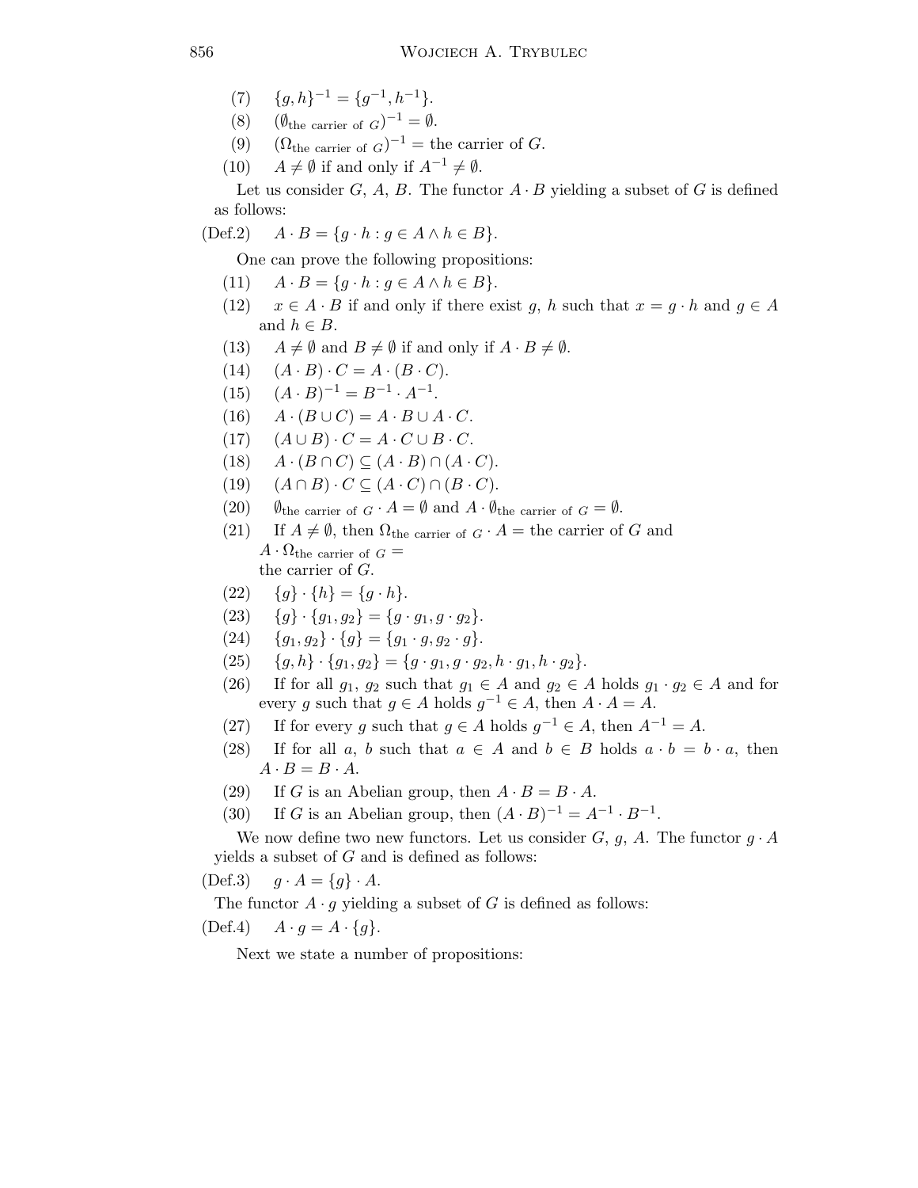(7) $\{g, h\}^{-1} = \{g^{-1}, h^{-1}\}$.

(8) $(\emptyset_{\text{the carrier of } G})^{-1} = \emptyset$.

(9) $(\Omega_{\text{the carrier of } G})^{-1} =$ the carrier of $G$.

(10) $A \neq \emptyset$ if and only if $A^{-1} \neq \emptyset$.

Let us consider $G$, $A$, $B$. The functor $A \cdot B$ yielding a subset of $G$ is defined as follows:

(Def.2) $A \cdot B = \{g \cdot h : g \in A \wedge h \in B\}$.

One can prove the following propositions:

(11) $A \cdot B = \{g \cdot h : g \in A \wedge h \in B\}$.

(12) $x \in A \cdot B$ if and only if there exist $g$, $h$ such that $x = g \cdot h$ and $g \in A$ and $h \in B$.

(13) $A \neq \emptyset$ and $B \neq \emptyset$ if and only if $A \cdot B \neq \emptyset$.

(14) $(A \cdot B) \cdot C = A \cdot (B \cdot C)$.

(15) $(A \cdot B)^{-1} = B^{-1} \cdot A^{-1}$.

(16) $A \cdot (B \cup C) = A \cdot B \cup A \cdot C$.

(17) $(A \cup B) \cdot C = A \cdot C \cup B \cdot C$.

(18) $A \cdot (B \cap C) \subseteq (A \cdot B) \cap (A \cdot C)$.

(19) $(A \cap B) \cdot C \subseteq (A \cdot C) \cap (B \cdot C)$.

(20) $\emptyset_{\text{the carrier of } G} \cdot A = \emptyset$ and $A \cdot \emptyset_{\text{the carrier of } G} = \emptyset$.

(21) If $A \neq \emptyset$, then $\Omega_{\text{the carrier of } G} \cdot A =$ the carrier of $G$ and $A \cdot \Omega_{\text{the carrier of } G} =$ the carrier of $G$.

(22) $\{g\} \cdot \{h\} = \{g \cdot h\}$.

(23) $\{g\} \cdot \{g_1, g_2\} = \{g \cdot g_1, g \cdot g_2\}$.

(24) $\{g_1, g_2\} \cdot \{g\} = \{g_1 \cdot g, g_2 \cdot g\}$.

(25) $\{g, h\} \cdot \{g_1, g_2\} = \{g \cdot g_1, g \cdot g_2, h \cdot g_1, h \cdot g_2\}$.

(26) If for all $g_1$, $g_2$ such that $g_1 \in A$ and $g_2 \in A$ holds $g_1 \cdot g_2 \in A$ and for every $g$ such that $g \in A$ holds $g^{-1} \in A$, then $A \cdot A = A$.

(27) If for every $g$ such that $g \in A$ holds $g^{-1} \in A$, then $A^{-1} = A$.

(28) If for all $a$, $b$ such that $a \in A$ and $b \in B$ holds $a \cdot b = b \cdot a$, then $A \cdot B = B \cdot A$.

(29) If $G$ is an Abelian group, then $A \cdot B = B \cdot A$.

(30) If $G$ is an Abelian group, then $(A \cdot B)^{-1} = A^{-1} \cdot B^{-1}$.

We now define two new functors. Let us consider $G$, $g$, $A$. The functor $g \cdot A$ yields a subset of $G$ and is defined as follows:

(Def.3) $g \cdot A = \{g\} \cdot A$.

The functor $A \cdot g$ yielding a subset of $G$ is defined as follows:

(Def.4) $A \cdot g = A \cdot \{g\}$.

Next we state a number of propositions: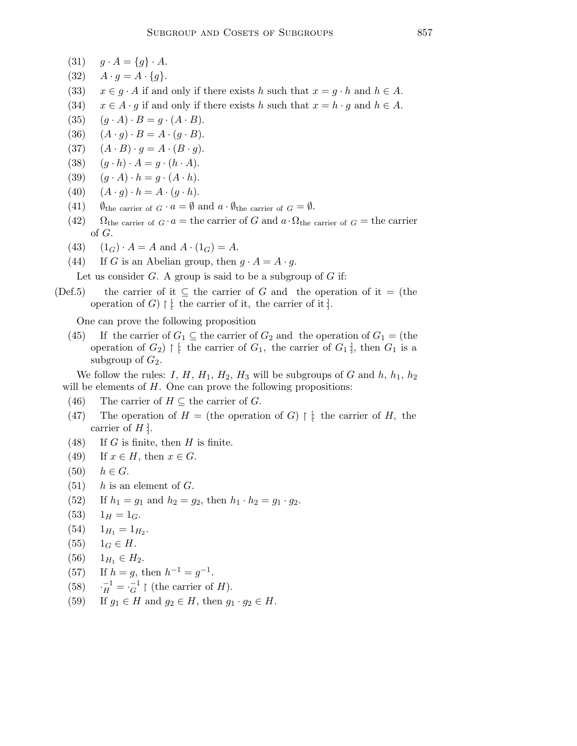(31) $g \cdot A = \{g\} \cdot A$.

(32) $A \cdot g = A \cdot \{g\}$.

(33) $x \in g \cdot A$ if and only if there exists $h$ such that $x = g \cdot h$ and $h \in A$.

(34) $x \in A \cdot g$ if and only if there exists $h$ such that $x = h \cdot g$ and $h \in A$.

(35) $(g \cdot A) \cdot B = g \cdot (A \cdot B)$.

(36) $(A \cdot g) \cdot B = A \cdot (g \cdot B)$.

(37) $(A \cdot B) \cdot g = A \cdot (B \cdot g)$.

(38) $(g \cdot h) \cdot A = g \cdot (h \cdot A)$.

(39) $(g \cdot A) \cdot h = g \cdot (A \cdot h)$.

(40) $(A \cdot g) \cdot h = A \cdot (g \cdot h)$.

(41) $\emptyset_{\text{the carrier of } G} \cdot a = \emptyset$ and $a \cdot \emptyset_{\text{the carrier of } G} = \emptyset$.

(42) $\Omega_{\text{the carrier of } G} \cdot a =$ the carrier of $G$ and $a \cdot \Omega_{\text{the carrier of } G} =$ the carrier of $G$.

(43) $(1_G) \cdot A = A$ and $A \cdot (1_G) = A$.

(44) If $G$ is an Abelian group, then $g \cdot A = A \cdot g$.

Let us consider $G$. A group is said to be a subgroup of $G$ if:

(Def.5) the carrier of it $\subseteq$ the carrier of $G$ and the operation of it $=$ (the operation of $G$) $\restriction$ [: the carrier of it, the carrier of it :].

One can prove the following proposition

(45) If the carrier of $G_1 \subseteq$ the carrier of $G_2$ and the operation of $G_1 =$ (the operation of $G_2$) $\restriction$ [: the carrier of $G_1$, the carrier of $G_1$ :], then $G_1$ is a subgroup of $G_2$.

We follow the rules: $I$, $H$, $H_1$, $H_2$, $H_3$ will be subgroups of $G$ and $h$, $h_1$, $h_2$ will be elements of $H$. One can prove the following propositions:

(46) The carrier of $H \subseteq$ the carrier of $G$.

(47) The operation of $H =$ (the operation of $G$) $\restriction$ [: the carrier of $H$, the carrier of $H$ :].

(48) If $G$ is finite, then $H$ is finite.

(49) If $x \in H$, then $x \in G$.

(50) $h \in G$.

(51) $h$ is an element of $G$.

(52) If $h_1 = g_1$ and $h_2 = g_2$, then $h_1 \cdot h_2 = g_1 \cdot g_2$.

(53) $1_H = 1_G$.

(54) $1_{H_1} = 1_{H_2}$.

(55) $1_G \in H$.

(56) $1_{H_1} \in H_2$.

(57) If $h = g$, then $h^{-1} = g^{-1}$.

(58) $\cdot_H^{-1} = \cdot_G^{-1} \restriction$ (the carrier of $H$).

(59) If $g_1 \in H$ and $g_2 \in H$, then $g_1 \cdot g_2 \in H$.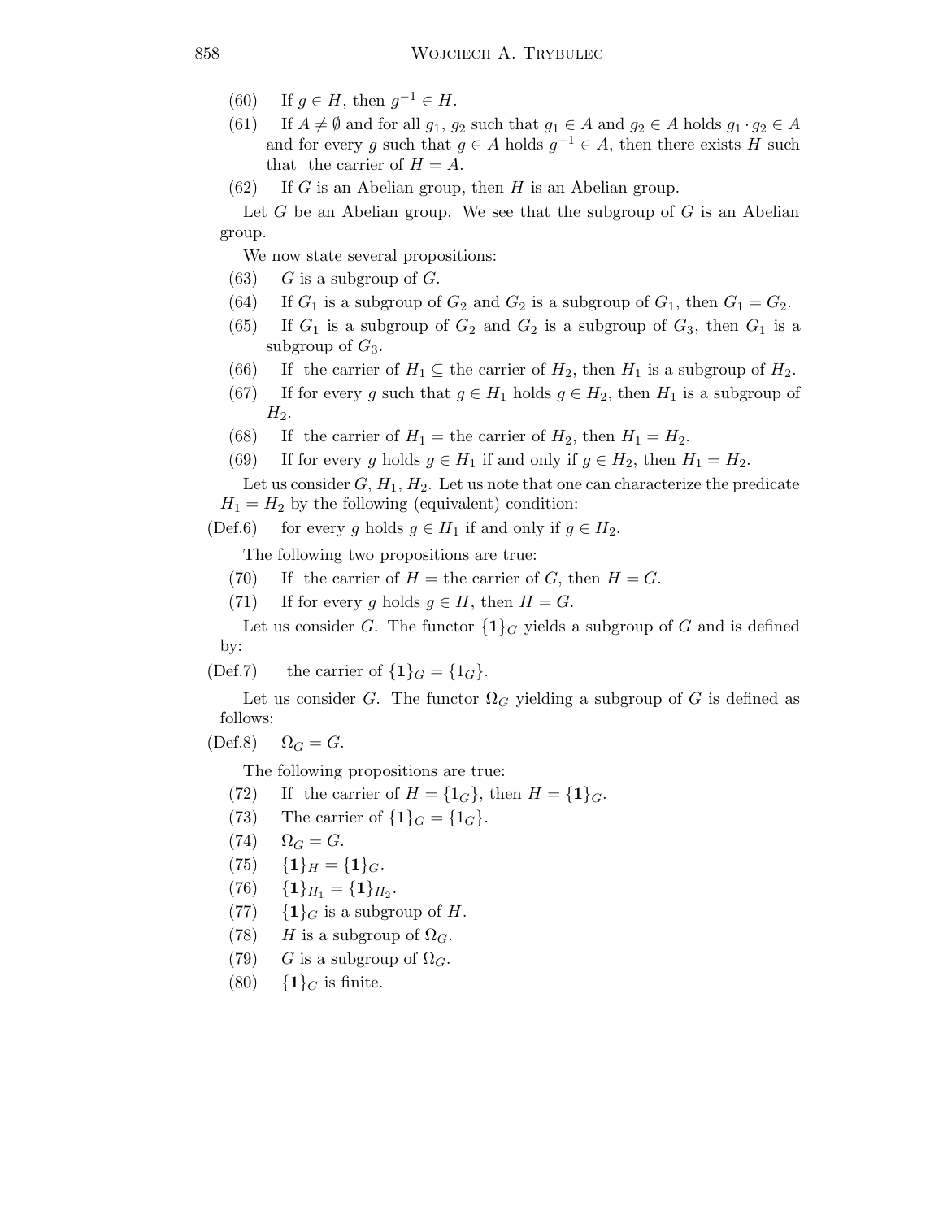(60) If $g \in H$, then $g^{-1} \in H$.

(61) If $A \neq \emptyset$ and for all $g_1$, $g_2$ such that $g_1 \in A$ and $g_2 \in A$ holds $g_1 \cdot g_2 \in A$ and for every $g$ such that $g \in A$ holds $g^{-1} \in A$, then there exists $H$ such that the carrier of $H = A$.

(62) If $G$ is an Abelian group, then $H$ is an Abelian group.

Let $G$ be an Abelian group. We see that the subgroup of $G$ is an Abelian group.

We now state several propositions:

(63) $G$ is a subgroup of $G$.

(64) If $G_1$ is a subgroup of $G_2$ and $G_2$ is a subgroup of $G_1$, then $G_1 = G_2$.

(65) If $G_1$ is a subgroup of $G_2$ and $G_2$ is a subgroup of $G_3$, then $G_1$ is a subgroup of $G_3$.

(66) If the carrier of $H_1 \subseteq$ the carrier of $H_2$, then $H_1$ is a subgroup of $H_2$.

(67) If for every $g$ such that $g \in H_1$ holds $g \in H_2$, then $H_1$ is a subgroup of $H_2$.

(68) If the carrier of $H_1 =$ the carrier of $H_2$, then $H_1 = H_2$.

(69) If for every $g$ holds $g \in H_1$ if and only if $g \in H_2$, then $H_1 = H_2$.

Let us consider $G$, $H_1$, $H_2$. Let us note that one can characterize the predicate $H_1 = H_2$ by the following (equivalent) condition:

(Def.6) for every $g$ holds $g \in H_1$ if and only if $g \in H_2$.

The following two propositions are true:

(70) If the carrier of $H =$ the carrier of $G$, then $H = G$.

(71) If for every $g$ holds $g \in H$, then $H = G$.

Let us consider $G$. The functor $\{\mathbf{1}\}_G$ yields a subgroup of $G$ and is defined by:

(Def.7) the carrier of $\{\mathbf{1}\}_G = \{1_G\}$.

Let us consider $G$. The functor $\Omega_G$ yielding a subgroup of $G$ is defined as follows:

(Def.8) $\Omega_G = G$.

The following propositions are true:

(72) If the carrier of $H = \{1_G\}$, then $H = \{\mathbf{1}\}_G$.

(73) The carrier of $\{\mathbf{1}\}_G = \{1_G\}$.

(74) $\Omega_G = G$.

(75) $\{\mathbf{1}\}_H = \{\mathbf{1}\}_G$.

(76) $\{\mathbf{1}\}_{H_1} = \{\mathbf{1}\}_{H_2}$.

(77) $\{\mathbf{1}\}_G$ is a subgroup of $H$.

(78) $H$ is a subgroup of $\Omega_G$.

(79) $G$ is a subgroup of $\Omega_G$.

(80) $\{\mathbf{1}\}_G$ is finite.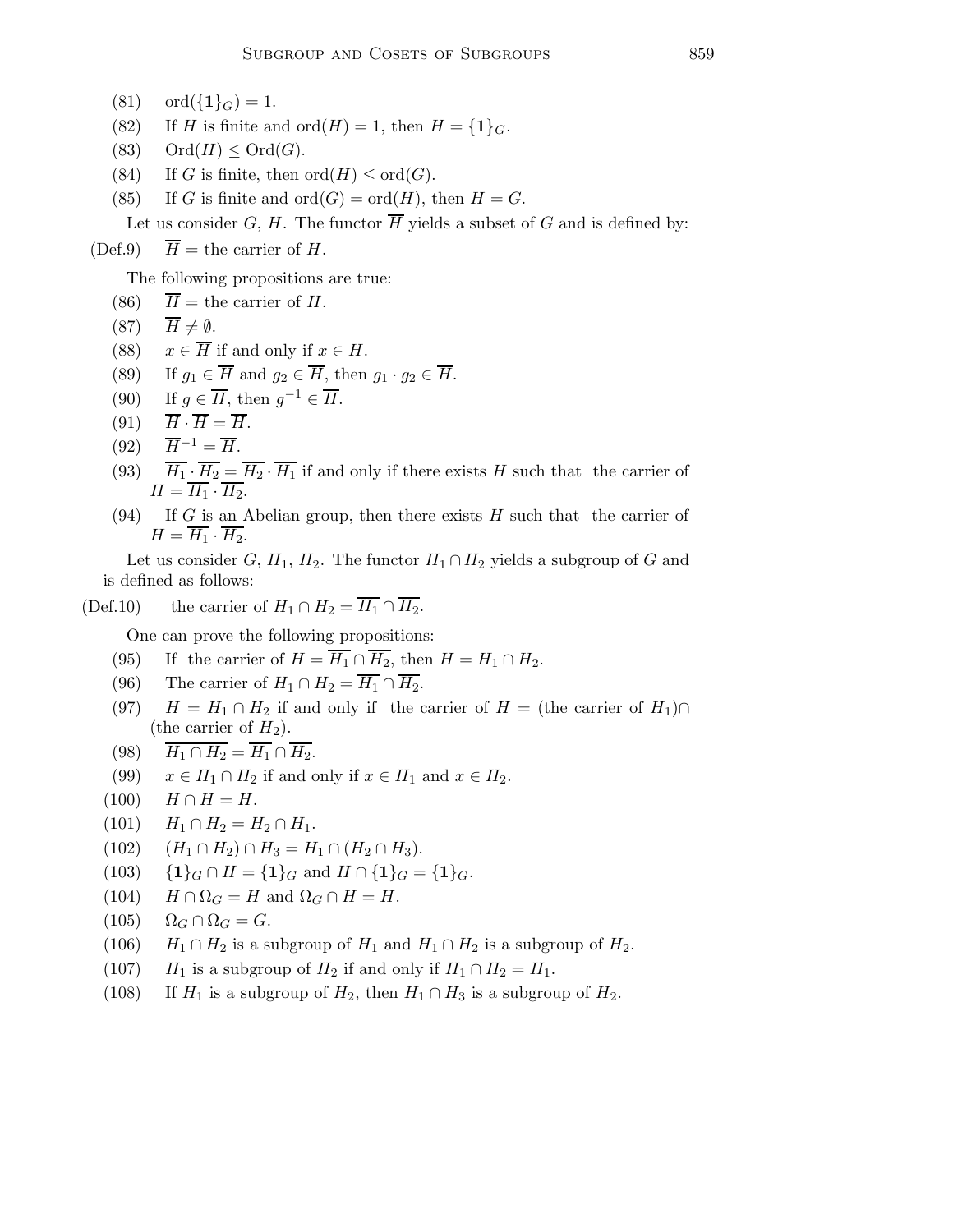(81) $\operatorname{ord}(\{\mathbf{1}\}_G) = 1$.

(82) If $H$ is finite and $\operatorname{ord}(H) = 1$, then $H = \{\mathbf{1}\}_G$.

(83) $\operatorname{Ord}(H) \leq \operatorname{Ord}(G)$.

(84) If $G$ is finite, then $\operatorname{ord}(H) \leq \operatorname{ord}(G)$.

(85) If $G$ is finite and $\operatorname{ord}(G) = \operatorname{ord}(H)$, then $H = G$.

Let us consider $G$, $H$. The functor $\overline{H}$ yields a subset of $G$ and is defined by:

(Def.9) $\overline{H}$ = the carrier of $H$.

The following propositions are true:

(86) $\overline{H}$ = the carrier of $H$.

(87) $\overline{H} \neq \emptyset$.

(88) $x \in \overline{H}$ if and only if $x \in H$.

(89) If $g_1 \in \overline{H}$ and $g_2 \in \overline{H}$, then $g_1 \cdot g_2 \in \overline{H}$.

(90) If $g \in \overline{H}$, then $g^{-1} \in \overline{H}$.

(91) $\overline{H} \cdot \overline{H} = \overline{H}$.

(92) $\overline{H}^{-1} = \overline{H}$.

(93) $\overline{H_1} \cdot \overline{H_2} = \overline{H_2} \cdot \overline{H_1}$ if and only if there exists $H$ such that the carrier of $H = \overline{H_1} \cdot \overline{H_2}$.

(94) If $G$ is an Abelian group, then there exists $H$ such that the carrier of $H = \overline{H_1} \cdot \overline{H_2}$.

Let us consider $G$, $H_1$, $H_2$. The functor $H_1 \cap H_2$ yields a subgroup of $G$ and is defined as follows:

(Def.10) the carrier of $H_1 \cap H_2 = \overline{H_1} \cap \overline{H_2}$.

One can prove the following propositions:

(95) If the carrier of $H = \overline{H_1} \cap \overline{H_2}$, then $H = H_1 \cap H_2$.

(96) The carrier of $H_1 \cap H_2 = \overline{H_1} \cap \overline{H_2}$.

(97) $H = H_1 \cap H_2$ if and only if the carrier of $H$ = (the carrier of $H_1$)$\cap$ (the carrier of $H_2$).

(98) $\overline{H_1 \cap H_2} = \overline{H_1} \cap \overline{H_2}$.

(99) $x \in H_1 \cap H_2$ if and only if $x \in H_1$ and $x \in H_2$.

(100) $H \cap H = H$.

(101) $H_1 \cap H_2 = H_2 \cap H_1$.

(102) $(H_1 \cap H_2) \cap H_3 = H_1 \cap (H_2 \cap H_3)$.

(103) $\{\mathbf{1}\}_G \cap H = \{\mathbf{1}\}_G$ and $H \cap \{\mathbf{1}\}_G = \{\mathbf{1}\}_G$.

(104) $H \cap \Omega_G = H$ and $\Omega_G \cap H = H$.

(105) $\Omega_G \cap \Omega_G = G$.

(106) $H_1 \cap H_2$ is a subgroup of $H_1$ and $H_1 \cap H_2$ is a subgroup of $H_2$.

(107) $H_1$ is a subgroup of $H_2$ if and only if $H_1 \cap H_2 = H_1$.

(108) If $H_1$ is a subgroup of $H_2$, then $H_1 \cap H_3$ is a subgroup of $H_2$.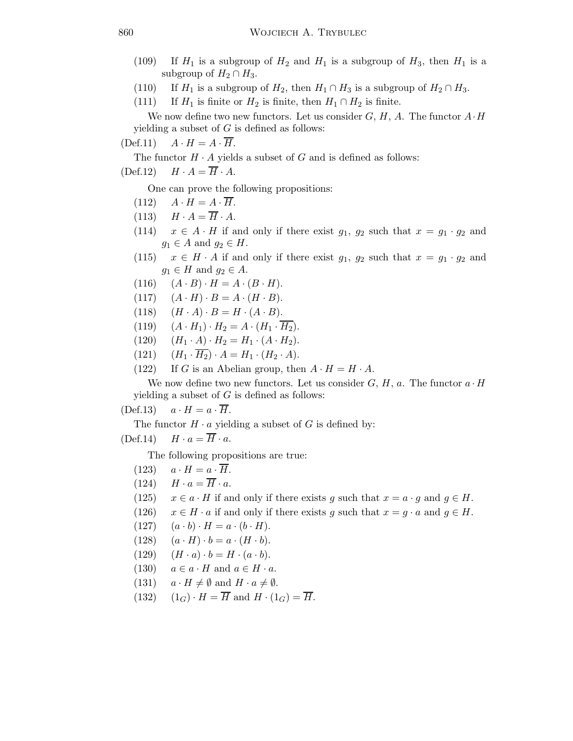(109) If $H_1$ is a subgroup of $H_2$ and $H_1$ is a subgroup of $H_3$, then $H_1$ is a subgroup of $H_2 \cap H_3$.

(110) If $H_1$ is a subgroup of $H_2$, then $H_1 \cap H_3$ is a subgroup of $H_2 \cap H_3$.

(111) If $H_1$ is finite or $H_2$ is finite, then $H_1 \cap H_2$ is finite.

We now define two new functors. Let us consider $G$, $H$, $A$. The functor $A \cdot H$ yielding a subset of $G$ is defined as follows:

(Def.11) $A \cdot H = A \cdot \overline{H}$.

The functor $H \cdot A$ yields a subset of $G$ and is defined as follows:

(Def.12) $H \cdot A = \overline{H} \cdot A$.

One can prove the following propositions:

(112) $A \cdot H = A \cdot \overline{H}$.

(113) $H \cdot A = \overline{H} \cdot A$.

(114) $x \in A \cdot H$ if and only if there exist $g_1$, $g_2$ such that $x = g_1 \cdot g_2$ and $g_1 \in A$ and $g_2 \in H$.

(115) $x \in H \cdot A$ if and only if there exist $g_1$, $g_2$ such that $x = g_1 \cdot g_2$ and $g_1 \in H$ and $g_2 \in A$.

(116) $(A \cdot B) \cdot H = A \cdot (B \cdot H)$.

(117) $(A \cdot H) \cdot B = A \cdot (H \cdot B)$.

(118) $(H \cdot A) \cdot B = H \cdot (A \cdot B)$.

(119) $(A \cdot H_1) \cdot H_2 = A \cdot (H_1 \cdot \overline{H_2})$.

(120) $(H_1 \cdot A) \cdot H_2 = H_1 \cdot (A \cdot H_2)$.

(121) $(H_1 \cdot \overline{H_2}) \cdot A = H_1 \cdot (H_2 \cdot A)$.

(122) If $G$ is an Abelian group, then $A \cdot H = H \cdot A$.

We now define two new functors. Let us consider $G$, $H$, $a$. The functor $a \cdot H$ yielding a subset of $G$ is defined as follows:

(Def.13) $a \cdot H = a \cdot \overline{H}$.

The functor $H \cdot a$ yielding a subset of $G$ is defined by:

(Def.14) $H \cdot a = \overline{H} \cdot a$.

The following propositions are true:

(123) $a \cdot H = a \cdot \overline{H}$.

(124) $H \cdot a = \overline{H} \cdot a$.

(125) $x \in a \cdot H$ if and only if there exists $g$ such that $x = a \cdot g$ and $g \in H$.

(126) $x \in H \cdot a$ if and only if there exists $g$ such that $x = g \cdot a$ and $g \in H$.

(127) $(a \cdot b) \cdot H = a \cdot (b \cdot H)$.

(128) $(a \cdot H) \cdot b = a \cdot (H \cdot b)$.

(129) $(H \cdot a) \cdot b = H \cdot (a \cdot b)$.

(130) $a \in a \cdot H$ and $a \in H \cdot a$.

(131) $a \cdot H \neq \emptyset$ and $H \cdot a \neq \emptyset$.

(132) $(1_G) \cdot H = \overline{H}$ and $H \cdot (1_G) = \overline{H}$.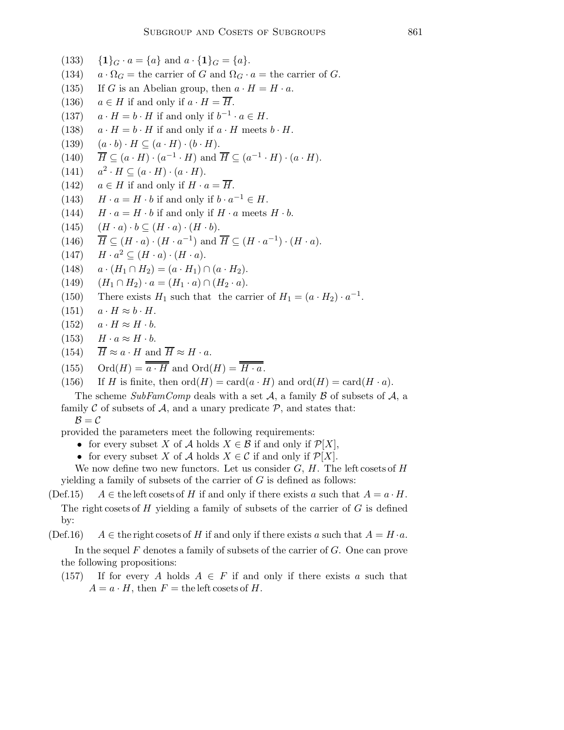(133) $\{\mathbf{1}\}_G \cdot a = \{a\}$ and $a \cdot \{\mathbf{1}\}_G = \{a\}$.

(134) $a \cdot \Omega_G =$ the carrier of $G$ and $\Omega_G \cdot a =$ the carrier of $G$.

(135) If $G$ is an Abelian group, then $a \cdot H = H \cdot a$.

(136) $a \in H$ if and only if $a \cdot H = \overline{H}$.

(137) $a \cdot H = b \cdot H$ if and only if $b^{-1} \cdot a \in H$.

(138) $a \cdot H = b \cdot H$ if and only if $a \cdot H$ meets $b \cdot H$.

(139) $(a \cdot b) \cdot H \subseteq (a \cdot H) \cdot (b \cdot H)$.

(140) $\overline{H} \subseteq (a \cdot H) \cdot (a^{-1} \cdot H)$ and $\overline{H} \subseteq (a^{-1} \cdot H) \cdot (a \cdot H)$.

(141) $a^2 \cdot H \subseteq (a \cdot H) \cdot (a \cdot H)$.

(142) $a \in H$ if and only if $H \cdot a = \overline{H}$.

(143) $H \cdot a = H \cdot b$ if and only if $b \cdot a^{-1} \in H$.

(144) $H \cdot a = H \cdot b$ if and only if $H \cdot a$ meets $H \cdot b$.

(145) $(H \cdot a) \cdot b \subseteq (H \cdot a) \cdot (H \cdot b)$.

(146) $\overline{H} \subseteq (H \cdot a) \cdot (H \cdot a^{-1})$ and $\overline{H} \subseteq (H \cdot a^{-1}) \cdot (H \cdot a)$.

(147) $H \cdot a^2 \subseteq (H \cdot a) \cdot (H \cdot a)$.

(148) $a \cdot (H_1 \cap H_2) = (a \cdot H_1) \cap (a \cdot H_2)$.

(149) $(H_1 \cap H_2) \cdot a = (H_1 \cdot a) \cap (H_2 \cdot a)$.

(150) There exists $H_1$ such that the carrier of $H_1 = (a \cdot H_2) \cdot a^{-1}$.

(151) $a \cdot H \approx b \cdot H$.

(152) $a \cdot H \approx H \cdot b$.

(153) $H \cdot a \approx H \cdot b$.

(154) $\overline{H} \approx a \cdot H$ and $\overline{H} \approx H \cdot a$.

(155) $\mathrm{Ord}(H) = \overline{\overline{a \cdot H}}$ and $\mathrm{Ord}(H) = \overline{\overline{H \cdot a}}$.

(156) If $H$ is finite, then $\mathrm{ord}(H) = \mathrm{card}(a \cdot H)$ and $\mathrm{ord}(H) = \mathrm{card}(H \cdot a)$.

The scheme *SubFamComp* deals with a set $\mathcal{A}$, a family $\mathcal{B}$ of subsets of $\mathcal{A}$, a family $\mathcal{C}$ of subsets of $\mathcal{A}$, and a unary predicate $\mathcal{P}$, and states that:

$\mathcal{B} = \mathcal{C}$

provided the parameters meet the following requirements:

- for every subset $X$ of $\mathcal{A}$ holds $X \in \mathcal{B}$ if and only if $\mathcal{P}[X]$,
- for every subset $X$ of $\mathcal{A}$ holds $X \in \mathcal{C}$ if and only if $\mathcal{P}[X]$.

We now define two new functors. Let us consider $G$, $H$. The left cosets of $H$ yielding a family of subsets of the carrier of $G$ is defined as follows:

(Def.15) $A \in$ the left cosets of $H$ if and only if there exists $a$ such that $A = a \cdot H$.

The right cosets of $H$ yielding a family of subsets of the carrier of $G$ is defined by:

(Def.16) $A \in$ the right cosets of $H$ if and only if there exists $a$ such that $A = H \cdot a$.

In the sequel $F$ denotes a family of subsets of the carrier of $G$. One can prove the following propositions:

(157) If for every $A$ holds $A \in F$ if and only if there exists $a$ such that $A = a \cdot H$, then $F =$ the left cosets of $H$.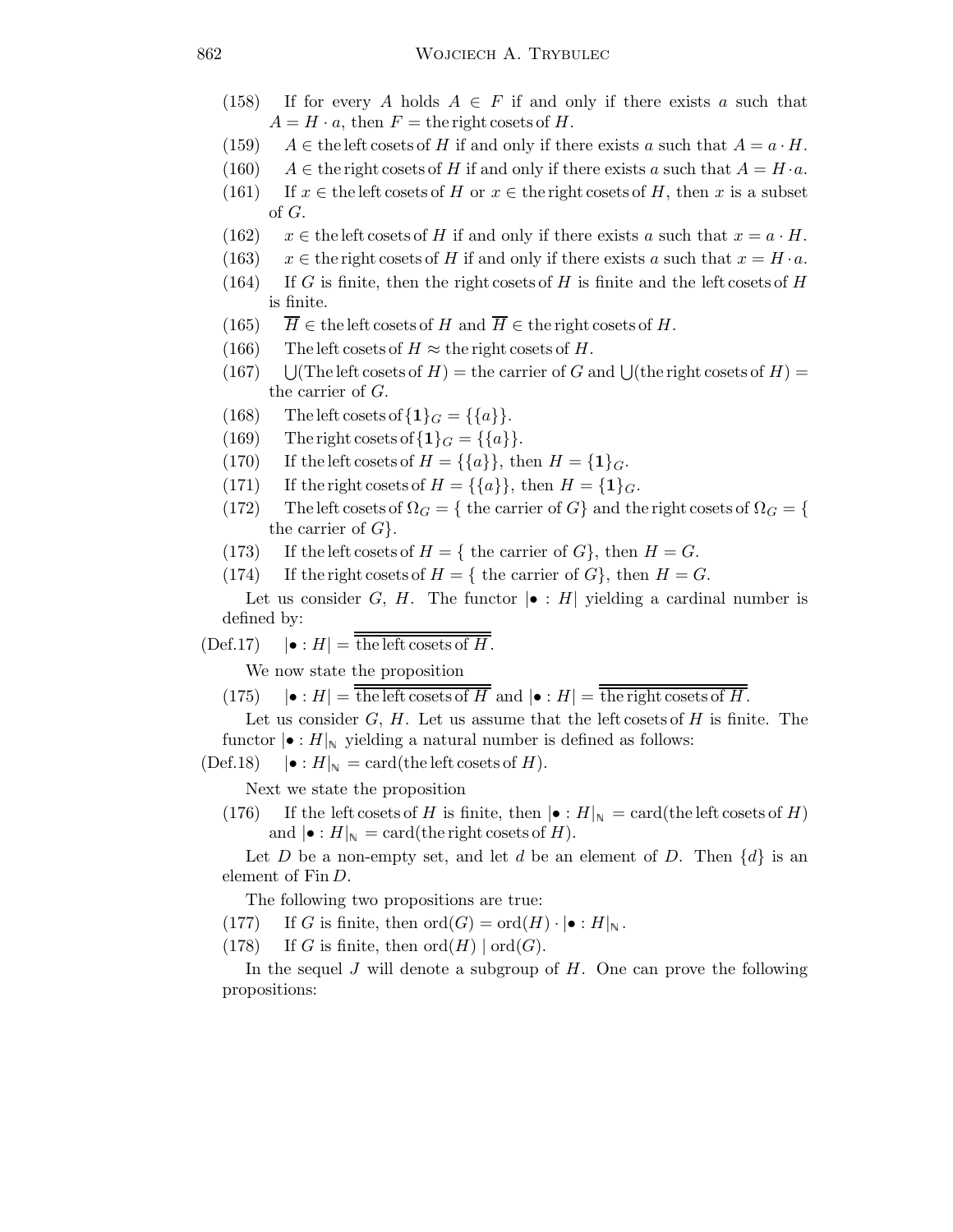(158) If for every $A$ holds $A \in F$ if and only if there exists $a$ such that $A = H \cdot a$, then $F =$ the right cosets of $H$.

(159) $A \in$ the left cosets of $H$ if and only if there exists $a$ such that $A = a \cdot H$.

(160) $A \in$ the right cosets of $H$ if and only if there exists $a$ such that $A = H \cdot a$.

(161) If $x \in$ the left cosets of $H$ or $x \in$ the right cosets of $H$, then $x$ is a subset of $G$.

(162) $x \in$ the left cosets of $H$ if and only if there exists $a$ such that $x = a \cdot H$.

(163) $x \in$ the right cosets of $H$ if and only if there exists $a$ such that $x = H \cdot a$.

(164) If $G$ is finite, then the right cosets of $H$ is finite and the left cosets of $H$ is finite.

(165) $\overline{H} \in$ the left cosets of $H$ and $\overline{H} \in$ the right cosets of $H$.

(166) The left cosets of $H \approx$ the right cosets of $H$.

(167) $\bigcup$(The left cosets of $H$) = the carrier of $G$ and $\bigcup$(the right cosets of $H$) = the carrier of $G$.

(168) The left cosets of $\{\mathbf{1}\}_G = \{\{a\}\}$.

(169) The right cosets of $\{\mathbf{1}\}_G = \{\{a\}\}$.

(170) If the left cosets of $H = \{\{a\}\}$, then $H = \{\mathbf{1}\}_G$.

(171) If the right cosets of $H = \{\{a\}\}$, then $H = \{\mathbf{1}\}_G$.

(172) The left cosets of $\Omega_G = \{$ the carrier of $G\}$ and the right cosets of $\Omega_G = \{$ the carrier of $G\}$.

(173) If the left cosets of $H = \{$ the carrier of $G\}$, then $H = G$.

(174) If the right cosets of $H = \{$ the carrier of $G\}$, then $H = G$.

Let us consider $G$, $H$. The functor $|\bullet : H|$ yielding a cardinal number is defined by:

(Def.17) $|\bullet : H| = \overline{\overline{\text{the left cosets of } H}}$.

We now state the proposition

(175) $|\bullet : H| = \overline{\overline{\text{the left cosets of } H}}$ and $|\bullet : H| = \overline{\overline{\text{the right cosets of } H}}$.

Let us consider $G$, $H$. Let us assume that the left cosets of $H$ is finite. The functor $|\bullet : H|_{\mathbb{N}}$ yielding a natural number is defined as follows:

(Def.18) $|\bullet : H|_{\mathbb{N}} = \text{card}$(the left cosets of $H$).

Next we state the proposition

(176) If the left cosets of $H$ is finite, then $|\bullet : H|_{\mathbb{N}} = \text{card}$(the left cosets of $H$) and $|\bullet : H|_{\mathbb{N}} = \text{card}$(the right cosets of $H$).

Let $D$ be a non-empty set, and let $d$ be an element of $D$. Then $\{d\}$ is an element of Fin $D$.

The following two propositions are true:

(177) If $G$ is finite, then $\text{ord}(G) = \text{ord}(H) \cdot |\bullet : H|_{\mathbb{N}}$.

(178) If $G$ is finite, then $\text{ord}(H) \mid \text{ord}(G)$.

In the sequel $J$ will denote a subgroup of $H$. One can prove the following propositions: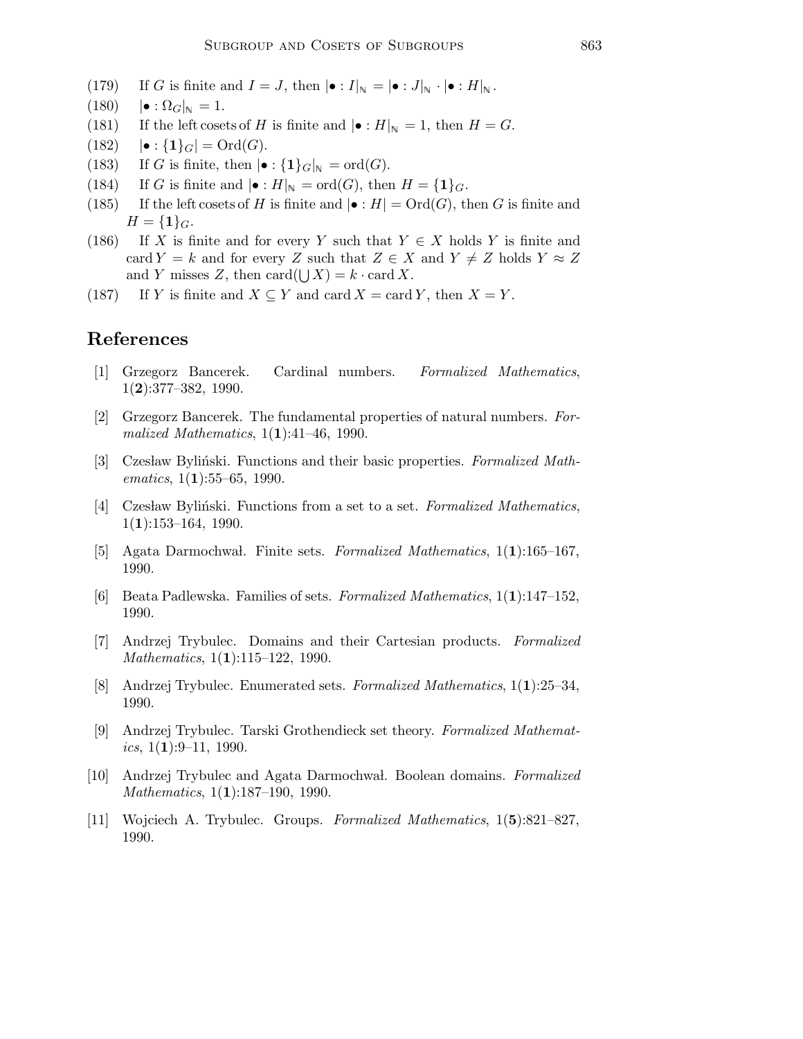(179) If $G$ is finite and $I = J$, then $|\bullet : I|_{\mathbb{N}} = |\bullet : J|_{\mathbb{N}} \cdot |\bullet : H|_{\mathbb{N}}$.

(180) $|\bullet : \Omega_G|_{\mathbb{N}} = 1$.

(181) If the left cosets of $H$ is finite and $|\bullet : H|_{\mathbb{N}} = 1$, then $H = G$.

(182) $|\bullet : \{\mathbf{1}\}_G| = \mathrm{Ord}(G)$.

(183) If $G$ is finite, then $|\bullet : \{\mathbf{1}\}_G|_{\mathbb{N}} = \mathrm{ord}(G)$.

(184) If $G$ is finite and $|\bullet : H|_{\mathbb{N}} = \mathrm{ord}(G)$, then $H = \{\mathbf{1}\}_G$.

(185) If the left cosets of $H$ is finite and $|\bullet : H| = \mathrm{Ord}(G)$, then $G$ is finite and $H = \{\mathbf{1}\}_G$.

(186) If $X$ is finite and for every $Y$ such that $Y \in X$ holds $Y$ is finite and $\mathrm{card}\, Y = k$ and for every $Z$ such that $Z \in X$ and $Y \neq Z$ holds $Y \approx Z$ and $Y$ misses $Z$, then $\mathrm{card}(\bigcup X) = k \cdot \mathrm{card}\, X$.

(187) If $Y$ is finite and $X \subseteq Y$ and $\mathrm{card}\, X = \mathrm{card}\, Y$, then $X = Y$.

## References

[1] Grzegorz Bancerek. Cardinal numbers. *Formalized Mathematics*, 1(**2**):377–382, 1990.

[2] Grzegorz Bancerek. The fundamental properties of natural numbers. *Formalized Mathematics*, 1(**1**):41–46, 1990.

[3] Czesław Byliński. Functions and their basic properties. *Formalized Mathematics*, 1(**1**):55–65, 1990.

[4] Czesław Byliński. Functions from a set to a set. *Formalized Mathematics*, 1(**1**):153–164, 1990.

[5] Agata Darmochwał. Finite sets. *Formalized Mathematics*, 1(**1**):165–167, 1990.

[6] Beata Padlewska. Families of sets. *Formalized Mathematics*, 1(**1**):147–152, 1990.

[7] Andrzej Trybulec. Domains and their Cartesian products. *Formalized Mathematics*, 1(**1**):115–122, 1990.

[8] Andrzej Trybulec. Enumerated sets. *Formalized Mathematics*, 1(**1**):25–34, 1990.

[9] Andrzej Trybulec. Tarski Grothendieck set theory. *Formalized Mathematics*, 1(**1**):9–11, 1990.

[10] Andrzej Trybulec and Agata Darmochwał. Boolean domains. *Formalized Mathematics*, 1(**1**):187–190, 1990.

[11] Wojciech A. Trybulec. Groups. *Formalized Mathematics*, 1(**5**):821–827, 1990.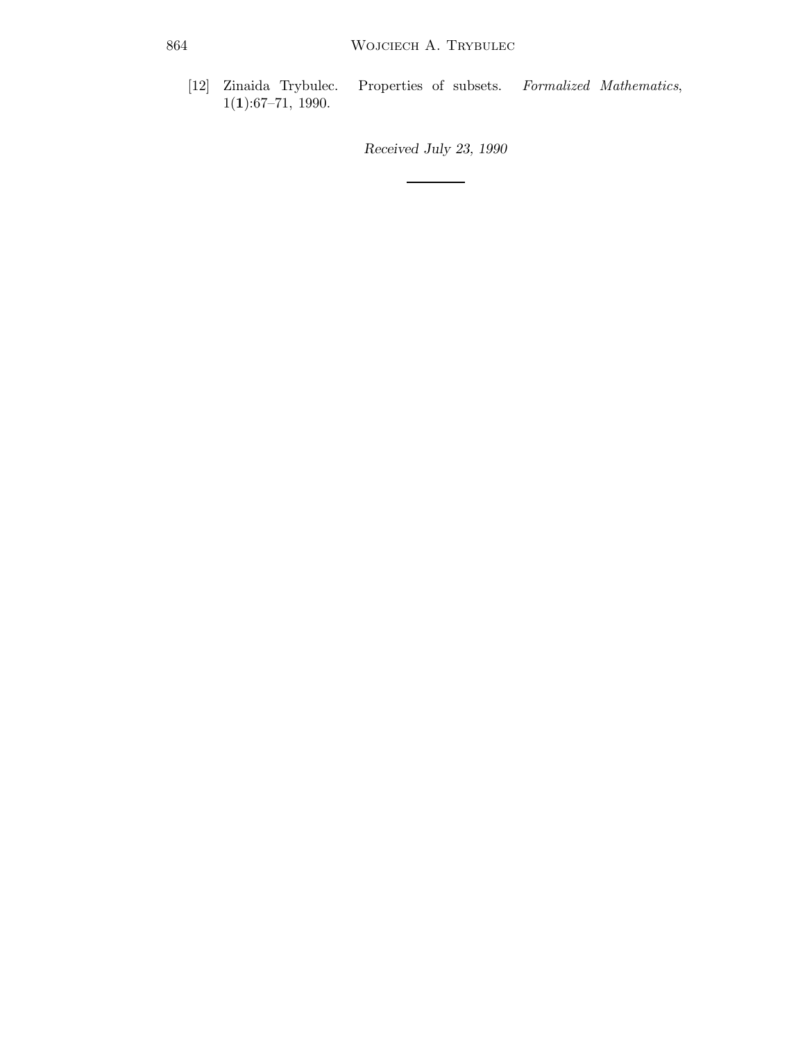[12] Zinaida Trybulec. Properties of subsets. *Formalized Mathematics*, 1(**1**):67–71, 1990.

*Received July 23, 1990*